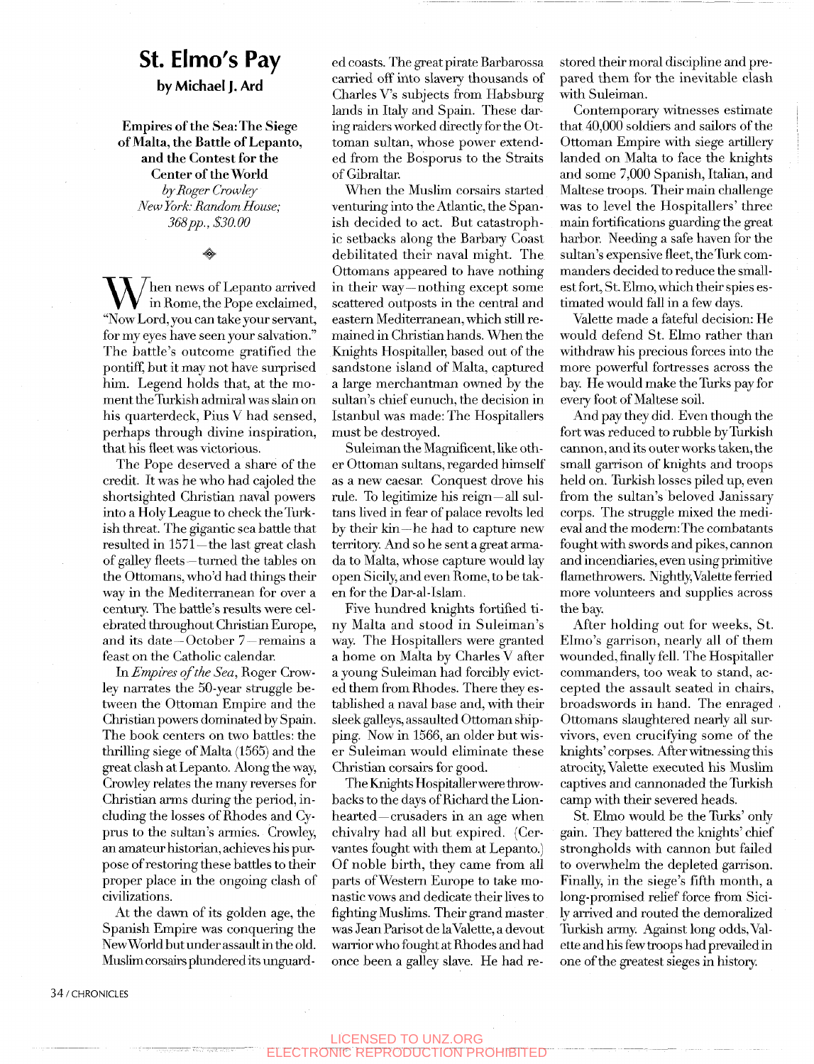# St. Elmo's Pay

**by Michael J. Ard**

**Empires of the Sea: The Siege of Malta, the Battle of Lepanto, and the Contest for the Center of the World**
*by Roger Crowley*
*New York: Random House; 368 pp., $30.00*

When news of Lepanto arrived in Rome, the Pope exclaimed, "Now Lord, you can take your servant, for my eyes have seen your salvation." The battle's outcome gratified the pontiff, but it may not have surprised him. Legend holds that, at the moment the Turkish admiral was slain on his quarterdeck, Pius V had sensed, perhaps through divine inspiration, that his fleet was victorious.

The Pope deserved a share of the credit. It was he who had cajoled the shortsighted Christian naval powers into a Holy League to check the Turkish threat. The gigantic sea battle that resulted in 1571—the last great clash of galley fleets—turned the tables on the Ottomans, who'd had things their way in the Mediterranean for over a century. The battle's results were celebrated throughout Christian Europe, and its date—October 7—remains a feast on the Catholic calendar.

In *Empires of the Sea*, Roger Crowley narrates the 50-year struggle between the Ottoman Empire and the Christian powers dominated by Spain. The book centers on two battles: the thrilling siege of Malta (1565) and the great clash at Lepanto. Along the way, Crowley relates the many reverses for Christian arms during the period, including the losses of Rhodes and Cyprus to the sultan's armies. Crowley, an amateur historian, achieves his purpose of restoring these battles to their proper place in the ongoing clash of civilizations.

At the dawn of its golden age, the Spanish Empire was conquering the New World but under assault in the old. Muslim corsairs plundered its unguarded coasts. The great pirate Barbarossa carried off into slavery thousands of Charles V's subjects from Habsburg lands in Italy and Spain. These daring raiders worked directly for the Ottoman sultan, whose power extended from the Bosporus to the Straits of Gibraltar.

When the Muslim corsairs started venturing into the Atlantic, the Spanish decided to act. But catastrophic setbacks along the Barbary Coast debilitated their naval might. The Ottomans appeared to have nothing in their way—nothing except some scattered outposts in the central and eastern Mediterranean, which still remained in Christian hands. When the Knights Hospitaller, based out of the sandstone island of Malta, captured a large merchantman owned by the sultan's chief eunuch, the decision in Istanbul was made: The Hospitallers must be destroyed.

Suleiman the Magnificent, like other Ottoman sultans, regarded himself as a new caesar. Conquest drove his rule. To legitimize his reign—all sultans lived in fear of palace revolts led by their kin—he had to capture new territory. And so he sent a great armada to Malta, whose capture would lay open Sicily, and even Rome, to be taken for the Dar-al-Islam.

Five hundred knights fortified tiny Malta and stood in Suleiman's way. The Hospitallers were granted a home on Malta by Charles V after a young Suleiman had forcibly evicted them from Rhodes. There they established a naval base and, with their sleek galleys, assaulted Ottoman shipping. Now in 1566, an older but wiser Suleiman would eliminate these Christian corsairs for good.

The Knights Hospitaller were throwbacks to the days of Richard the Lionhearted—crusaders in an age when chivalry had all but expired. (Cervantes fought with them at Lepanto.) Of noble birth, they came from all parts of Western Europe to take monastic vows and dedicate their lives to fighting Muslims. Their grand master was Jean Parisot de la Valette, a devout warrior who fought at Rhodes and had once been a galley slave. He had restored their moral discipline and prepared them for the inevitable clash with Suleiman.

Contemporary witnesses estimate that 40,000 soldiers and sailors of the Ottoman Empire with siege artillery landed on Malta to face the knights and some 7,000 Spanish, Italian, and Maltese troops. Their main challenge was to level the Hospitallers' three main fortifications guarding the great harbor. Needing a safe haven for the sultan's expensive fleet, the Turk commanders decided to reduce the smallest fort, St. Elmo, which their spies estimated would fall in a few days.

Valette made a fateful decision: He would defend St. Elmo rather than withdraw his precious forces into the more powerful fortresses across the bay. He would make the Turks pay for every foot of Maltese soil.

And pay they did. Even though the fort was reduced to rubble by Turkish cannon, and its outer works taken, the small garrison of knights and troops held on. Turkish losses piled up, even from the sultan's beloved Janissary corps. The struggle mixed the medieval and the modern: The combatants fought with swords and pikes, cannon and incendiaries, even using primitive flamethrowers. Nightly, Valette ferried more volunteers and supplies across the bay.

After holding out for weeks, St. Elmo's garrison, nearly all of them wounded, finally fell. The Hospitaller commanders, too weak to stand, accepted the assault seated in chairs, broadswords in hand. The enraged Ottomans slaughtered nearly all survivors, even crucifying some of the knights' corpses. After witnessing this atrocity, Valette executed his Muslim captives and cannonaded the Turkish camp with their severed heads.

St. Elmo would be the Turks' only gain. They battered the knights' chief strongholds with cannon but failed to overwhelm the depleted garrison. Finally, in the siege's fifth month, a long-promised relief force from Sicily arrived and routed the demoralized Turkish army. Against long odds, Valette and his few troops had prevailed in one of the greatest sieges in history.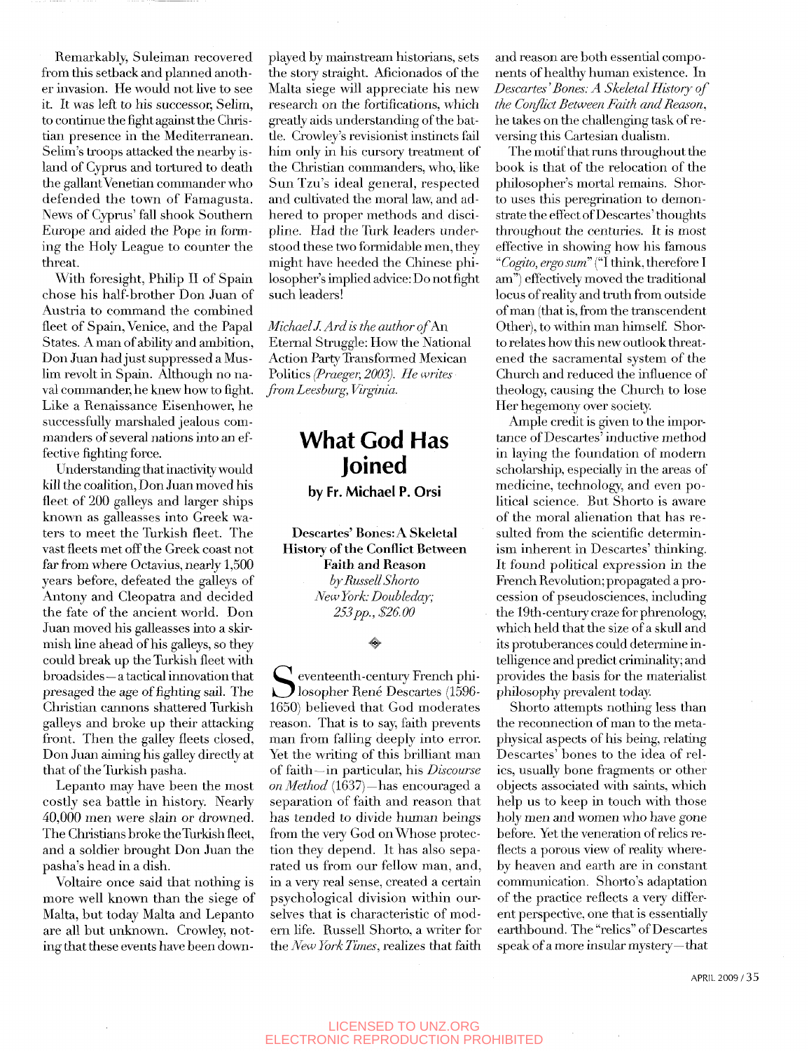Remarkably, Suleiman recovered from this setback and planned another invasion. He would not live to see it. It was left to his successor, Selim, to continue the fight against the Christian presence in the Mediterranean. Selim's troops attacked the nearby island of Cyprus and tortured to death the gallant Venetian commander who defended the town of Famagusta. News of Cyprus' fall shook Southern Europe and aided the Pope in forming the Holy League to counter the threat.

With foresight, Philip II of Spain chose his half-brother Don Juan of Austria to command the combined fleet of Spain, Venice, and the Papal States. A man of ability and ambition, Don Juan had just suppressed a Muslim revolt in Spain. Although no naval commander, he knew how to fight. Like a Renaissance Eisenhower, he successfully marshaled jealous commanders of several nations into an effective fighting force.

Understanding that inactivity would kill the coalition, Don Juan moved his fleet of 200 galleys and larger ships known as galleasses into Greek waters to meet the Turkish fleet. The vast fleets met off the Greek coast not far from where Octavius, nearly 1,500 years before, defeated the galleys of Antony and Cleopatra and decided the fate of the ancient world. Don Juan moved his galleasses into a skirmish line ahead of his galleys, so they could break up the Turkish fleet with broadsides—a tactical innovation that presaged the age of fighting sail. The Christian cannons shattered Turkish galleys and broke up their attacking front. Then the galley fleets closed, Don Juan aiming his galley directly at that of the Turkish pasha.

Lepanto may have been the most costly sea battle in history. Nearly 40,000 men were slain or drowned. The Christians broke the Turkish fleet, and a soldier brought Don Juan the pasha's head in a dish.

Voltaire once said that nothing is more well known than the siege of Malta, but today Malta and Lepanto are all but unknown. Crowley, noting that these events have been downplayed by mainstream historians, sets the story straight. Aficionados of the Malta siege will appreciate his new research on the fortifications, which greatly aids understanding of the battle. Crowley's revisionist instincts fail him only in his cursory treatment of the Christian commanders, who, like Sun Tzu's ideal general, respected and cultivated the moral law, and adhered to proper methods and discipline. Had the Turk leaders understood these two formidable men, they might have heeded the Chinese philosopher's implied advice: Do not fight such leaders!

*Michael J. Ard is the author of* An Eternal Struggle: How the National Action Party Transformed Mexican Politics *(Praeger, 2003). He writes from Leesburg, Virginia.*

## What God Has Joined

**by Fr. Michael P. Orsi**

**Descartes' Bones: A Skeletal History of the Conflict Between Faith and Reason**
*by Russell Shorto*
*New York: Doubleday;*
*253 pp., $26.00*

Seventeenth-century French philosopher René Descartes (1596-1650) believed that God moderates reason. That is to say, faith prevents man from falling deeply into error. Yet the writing of this brilliant man of faith—in particular, his *Discourse on Method* (1637)—has encouraged a separation of faith and reason that has tended to divide human beings from the very God on Whose protection they depend. It has also separated us from our fellow man, and, in a very real sense, created a certain psychological division within ourselves that is characteristic of modern life. Russell Shorto, a writer for the *New York Times*, realizes that faith and reason are both essential components of healthy human existence. In *Descartes' Bones: A Skeletal History of the Conflict Between Faith and Reason*, he takes on the challenging task of reversing this Cartesian dualism.

The motif that runs throughout the book is that of the relocation of the philosopher's mortal remains. Shorto uses this peregrination to demonstrate the effect of Descartes' thoughts throughout the centuries. It is most effective in showing how his famous "*Cogito, ergo sum*" ("I think, therefore I am") effectively moved the traditional locus of reality and truth from outside of man (that is, from the transcendent Other), to within man himself. Shorto relates how this new outlook threatened the sacramental system of the Church and reduced the influence of theology, causing the Church to lose Her hegemony over society.

Ample credit is given to the importance of Descartes' inductive method in laying the foundation of modern scholarship, especially in the areas of medicine, technology, and even political science. But Shorto is aware of the moral alienation that has resulted from the scientific determinism inherent in Descartes' thinking. It found political expression in the French Revolution; propagated a procession of pseudosciences, including the 19th-century craze for phrenology, which held that the size of a skull and its protuberances could determine intelligence and predict criminality; and provides the basis for the materialist philosophy prevalent today.

Shorto attempts nothing less than the reconnection of man to the metaphysical aspects of his being, relating Descartes' bones to the idea of relics, usually bone fragments or other objects associated with saints, which help us to keep in touch with those holy men and women who have gone before. Yet the veneration of relics reflects a porous view of reality whereby heaven and earth are in constant communication. Shorto's adaptation of the practice reflects a very different perspective, one that is essentially earthbound. The "relics" of Descartes speak of a more insular mystery—that